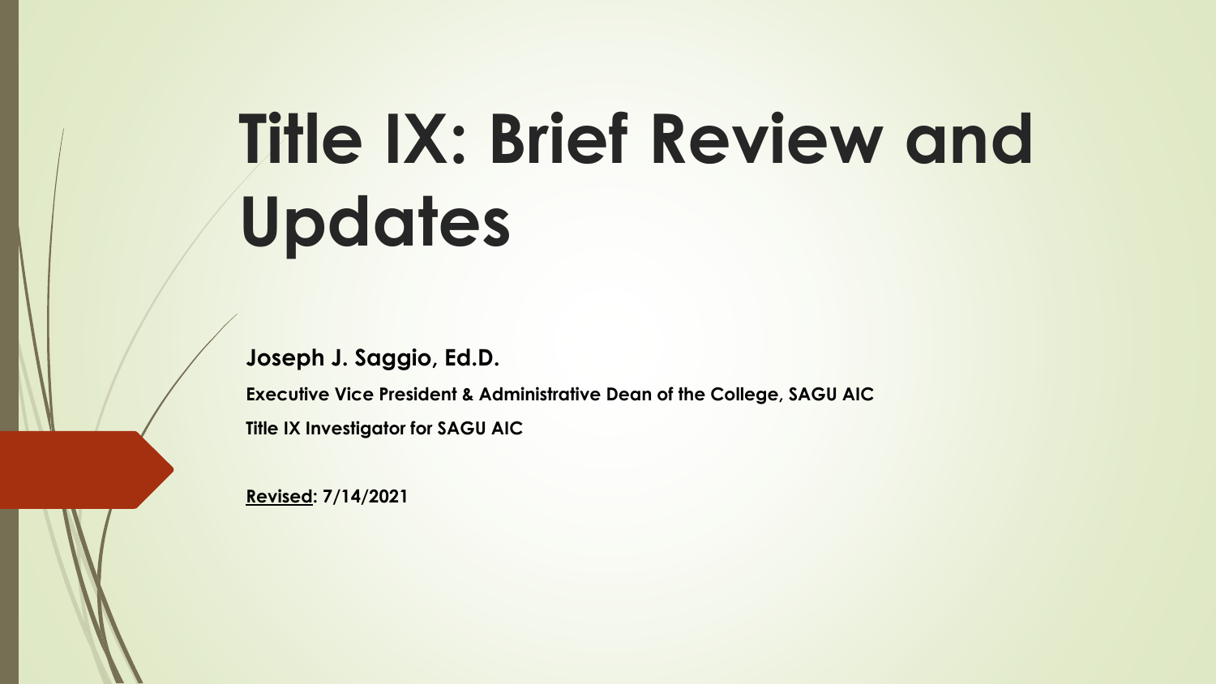# Title IX: Brief Review and Updates

**Joseph J. Saggio, Ed.D.**

**Executive Vice President & Administrative Dean of the College, SAGU AIC**

**Title IX Investigator for SAGU AIC**

**Revised: 7/14/2021**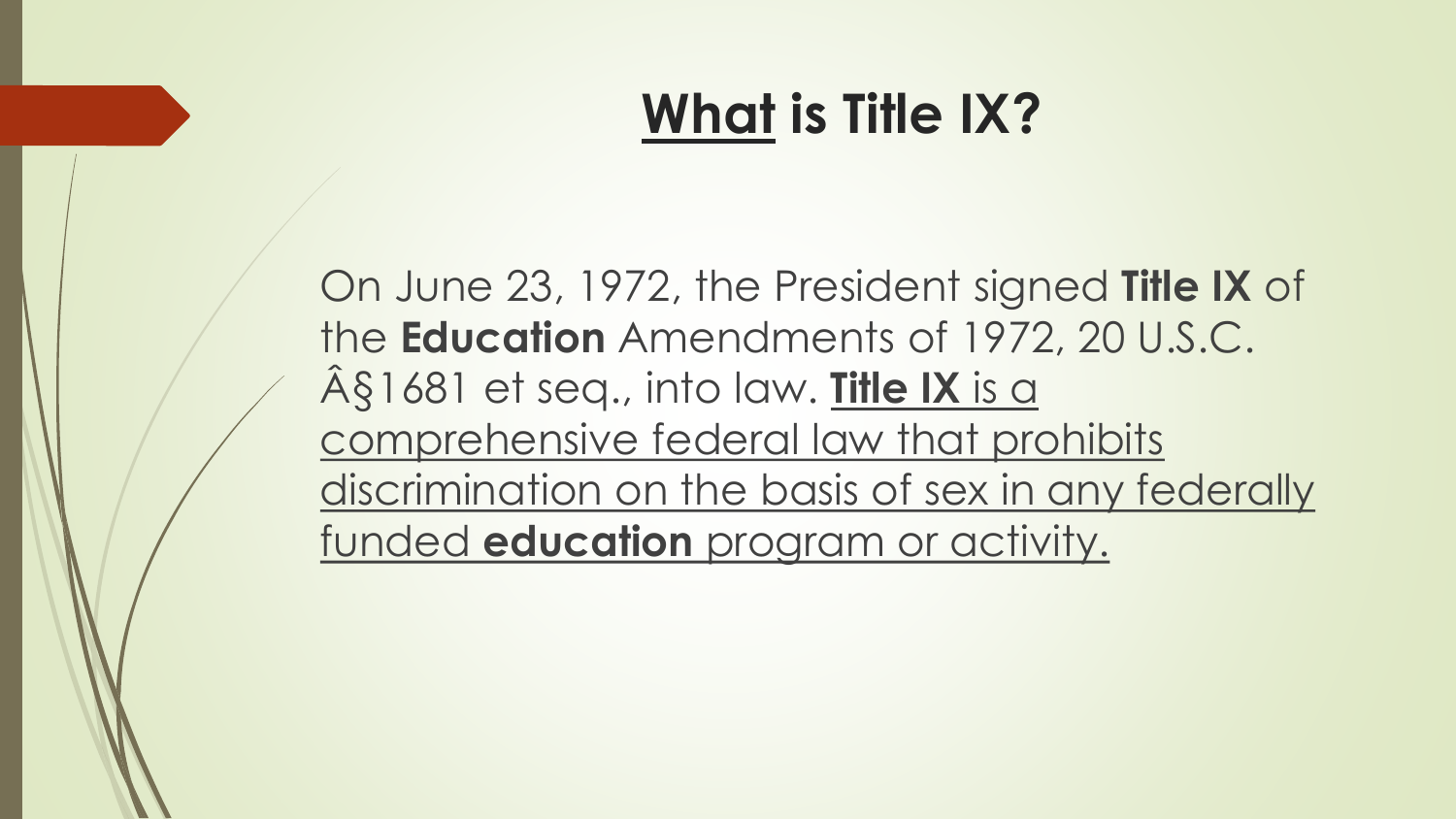# <u>What</u> is Title IX?

On June 23, 1972, the President signed **Title IX** of the **Education** Amendments of 1972, 20 U.S.C. Â§1681 et seq., into law. <u>**Title IX** is a comprehensive federal law that prohibits discrimination on the basis of sex in any federally funded **education** program or activity.</u>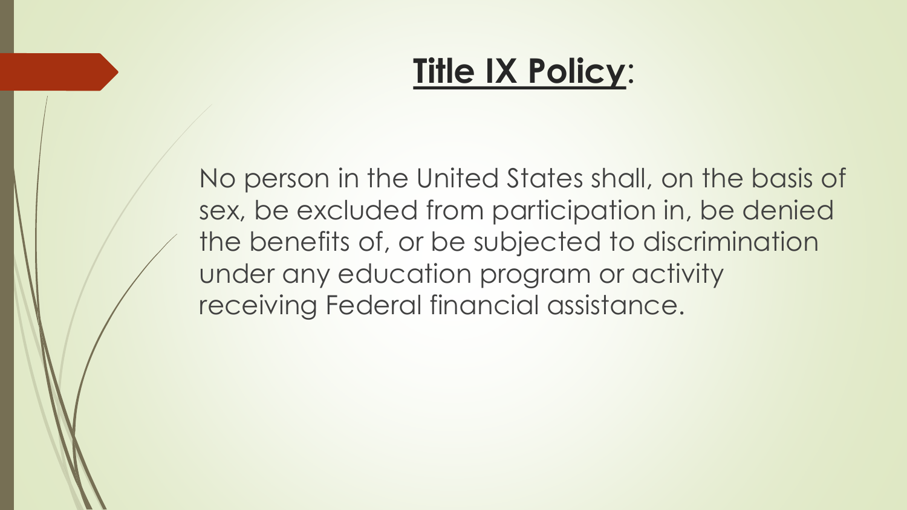# **Title IX Policy**:

No person in the United States shall, on the basis of sex, be excluded from participation in, be denied the benefits of, or be subjected to discrimination under any education program or activity receiving Federal financial assistance.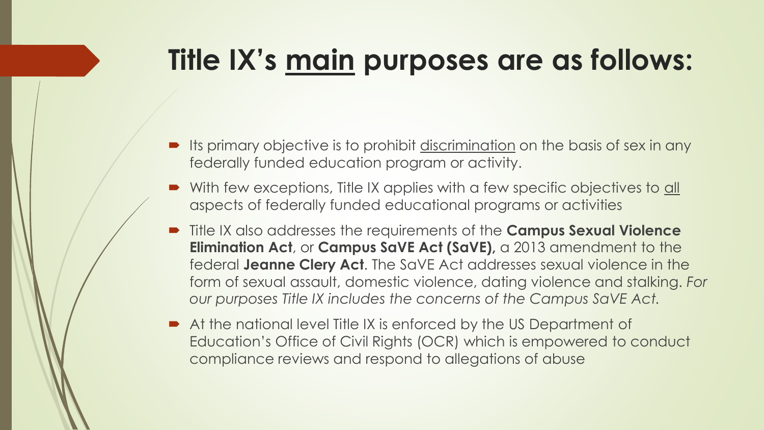# Title IX's <u>main</u> purposes are as follows:

- Its primary objective is to prohibit <u>discrimination</u> on the basis of sex in any federally funded education program or activity.
- With few exceptions, Title IX applies with a few specific objectives to <u>all</u> aspects of federally funded educational programs or activities
- Title IX also addresses the requirements of the **Campus Sexual Violence Elimination Act**, or **Campus SaVE Act (SaVE),** a 2013 amendment to the federal **Jeanne Clery Act**. The SaVE Act addresses sexual violence in the form of sexual assault, domestic violence, dating violence and stalking. *For our purposes Title IX includes the concerns of the Campus SaVE Act.*
- At the national level Title IX is enforced by the US Department of Education's Office of Civil Rights (OCR) which is empowered to conduct compliance reviews and respond to allegations of abuse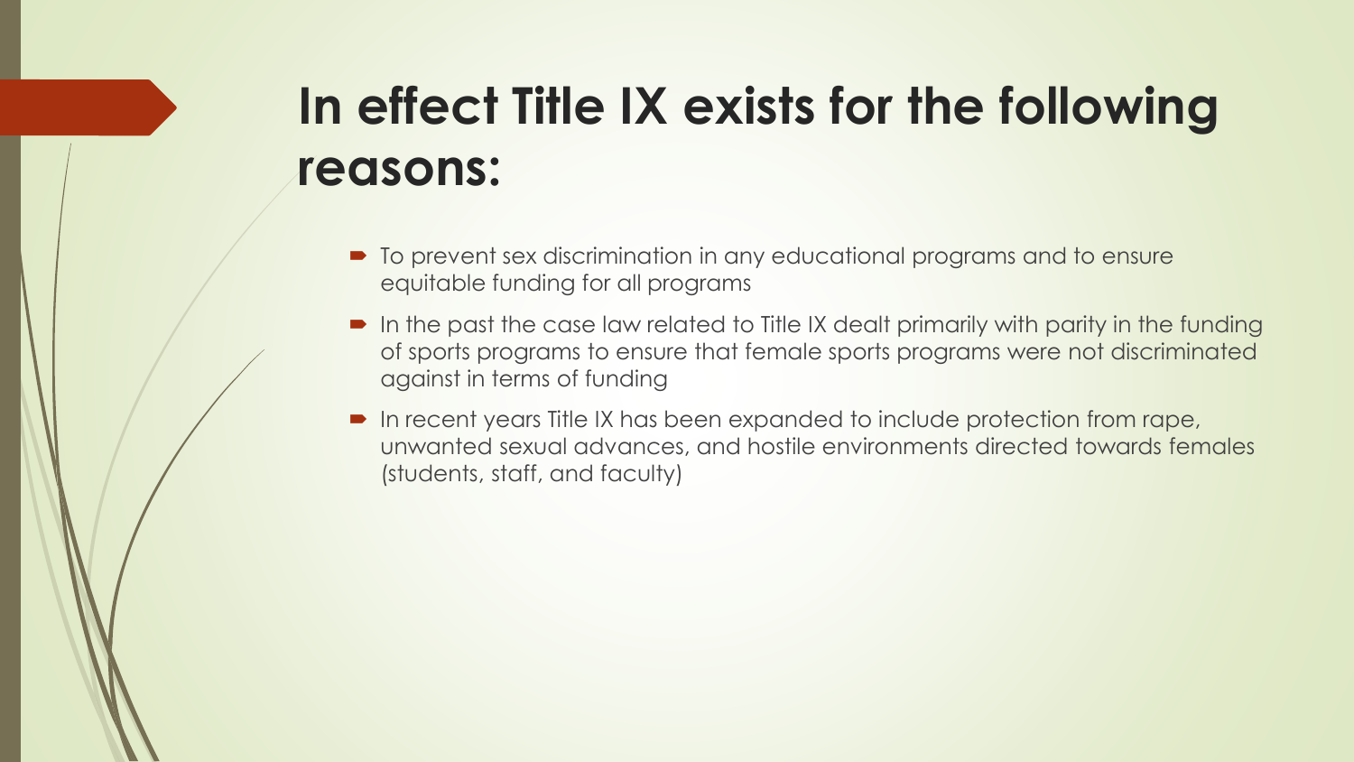# In effect Title IX exists for the following reasons:

- To prevent sex discrimination in any educational programs and to ensure equitable funding for all programs
- In the past the case law related to Title IX dealt primarily with parity in the funding of sports programs to ensure that female sports programs were not discriminated against in terms of funding
- In recent years Title IX has been expanded to include protection from rape, unwanted sexual advances, and hostile environments directed towards females (students, staff, and faculty)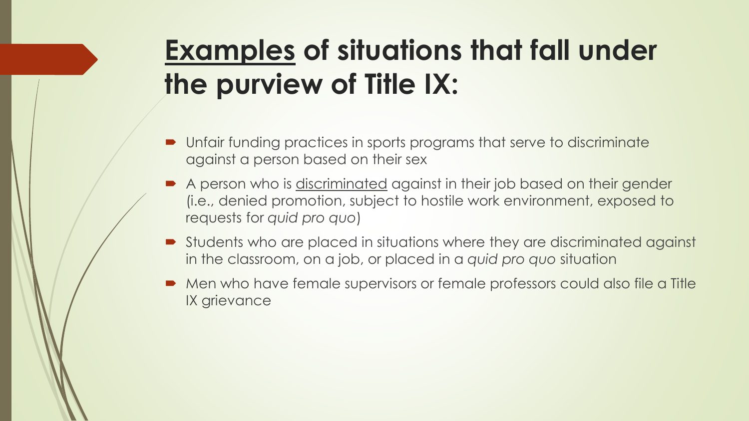# <u>Examples</u> of situations that fall under the purview of Title IX:

- Unfair funding practices in sports programs that serve to discriminate against a person based on their sex
- A person who is <u>discriminated</u> against in their job based on their gender (i.e., denied promotion, subject to hostile work environment, exposed to requests for *quid pro quo*)
- Students who are placed in situations where they are discriminated against in the classroom, on a job, or placed in a *quid pro quo* situation
- Men who have female supervisors or female professors could also file a Title IX grievance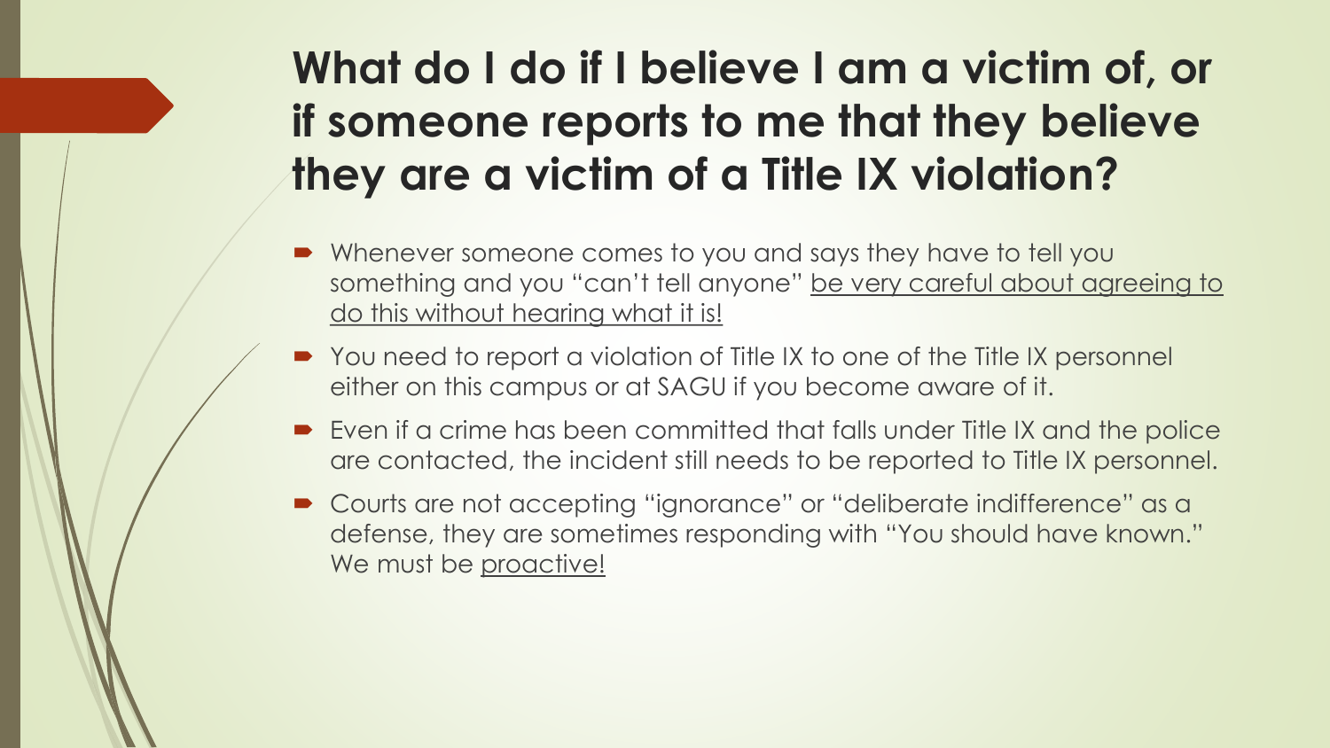# What do I do if I believe I am a victim of, or if someone reports to me that they believe they are a victim of a Title IX violation?

- Whenever someone comes to you and says they have to tell you something and you "can't tell anyone" be very careful about agreeing to do this without hearing what it is!
- You need to report a violation of Title IX to one of the Title IX personnel either on this campus or at SAGU if you become aware of it.
- Even if a crime has been committed that falls under Title IX and the police are contacted, the incident still needs to be reported to Title IX personnel.
- Courts are not accepting "ignorance" or "deliberate indifference" as a defense, they are sometimes responding with "You should have known." We must be proactive!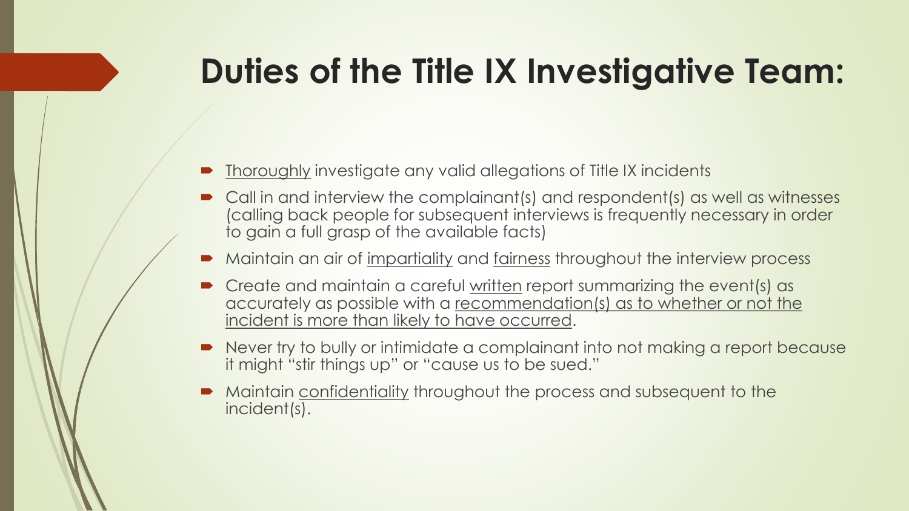# Duties of the Title IX Investigative Team:

- <u>Thoroughly</u> investigate any valid allegations of Title IX incidents
- Call in and interview the complainant(s) and respondent(s) as well as witnesses (calling back people for subsequent interviews is frequently necessary in order to gain a full grasp of the available facts)
- Maintain an air of <u>impartiality</u> and <u>fairness</u> throughout the interview process
- Create and maintain a careful <u>written</u> report summarizing the event(s) as accurately as possible with a <u>recommendation(s) as to whether or not the incident is more than likely to have occurred</u>.
- Never try to bully or intimidate a complainant into not making a report because it might "stir things up" or "cause us to be sued."
- Maintain <u>confidentiality</u> throughout the process and subsequent to the incident(s).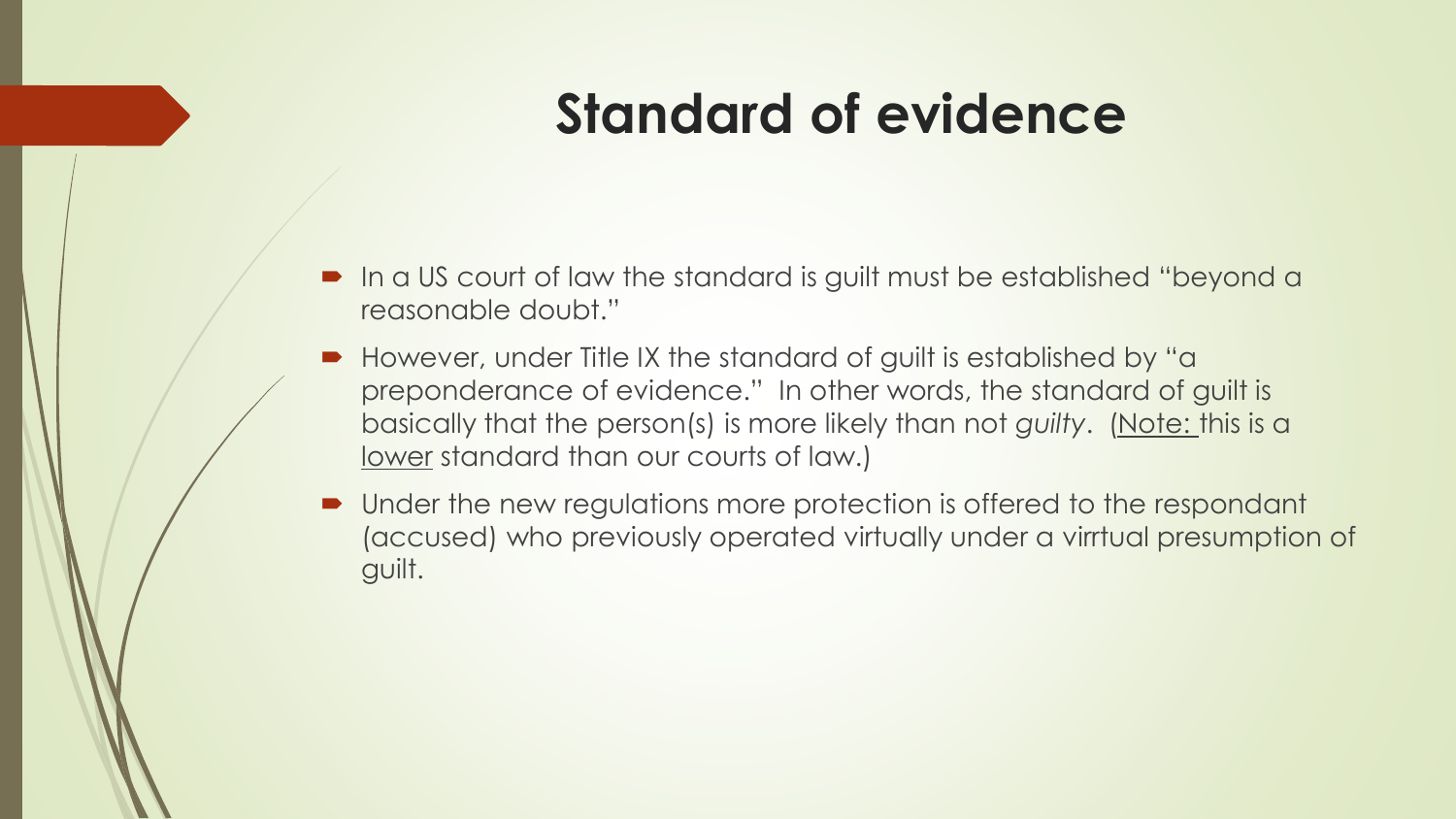# Standard of evidence

- In a US court of law the standard is guilt must be established "beyond a reasonable doubt."
- However, under Title IX the standard of guilt is established by "a preponderance of evidence." In other words, the standard of guilt is basically that the person(s) is more likely than not *guilty*. (<u>Note:</u> this is a <u>lower</u> standard than our courts of law.)
- Under the new regulations more protection is offered to the respondant (accused) who previously operated virtually under a virrtual presumption of guilt.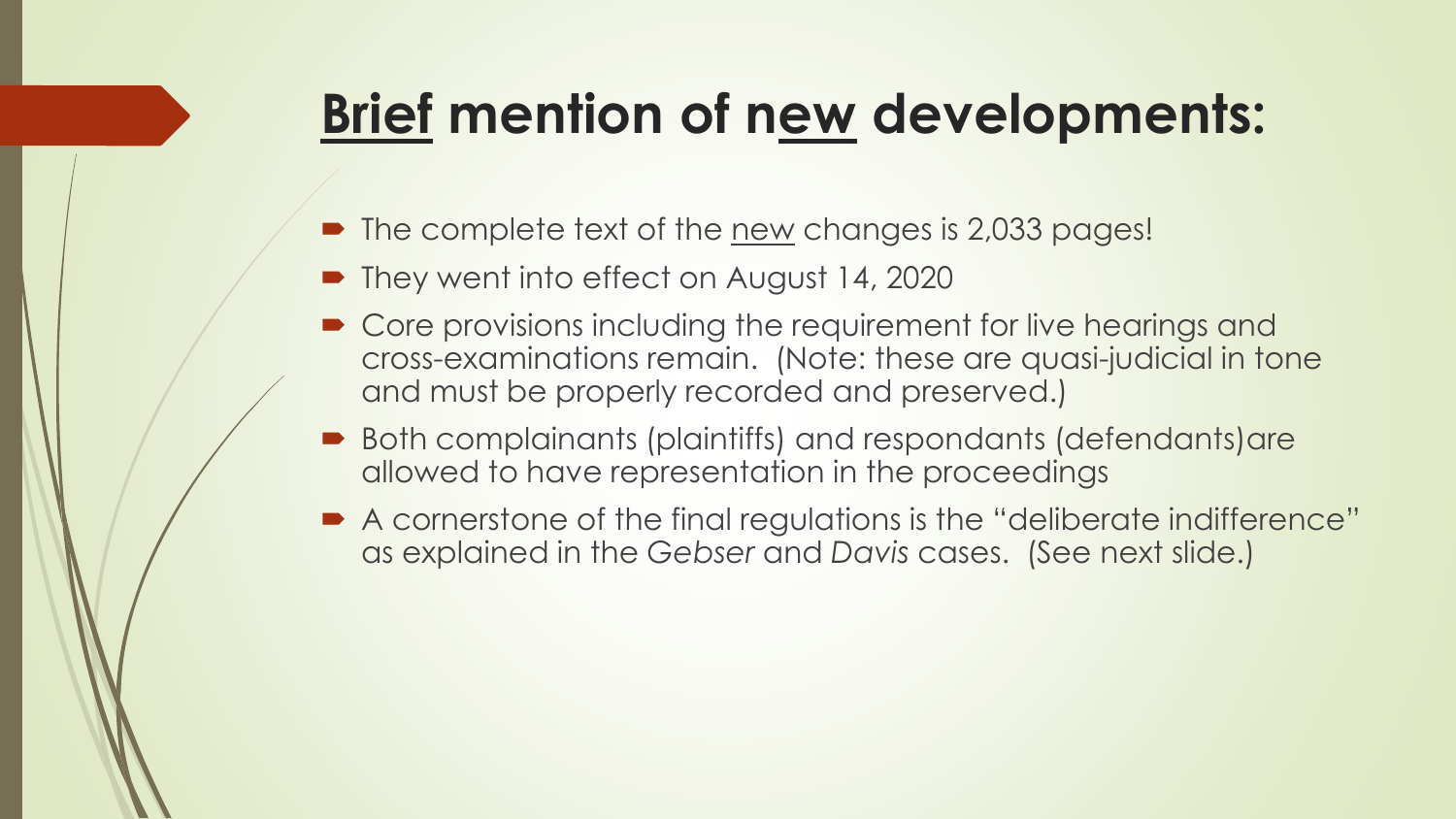# Brief mention of new developments:

- The complete text of the new changes is 2,033 pages!
- They went into effect on August 14, 2020
- Core provisions including the requirement for live hearings and cross-examinations remain. (Note: these are quasi-judicial in tone and must be properly recorded and preserved.)
- Both complainants (plaintiffs) and respondants (defendants)are allowed to have representation in the proceedings
- A cornerstone of the final regulations is the "deliberate indifference" as explained in the *Gebser* and *Davis* cases. (See next slide.)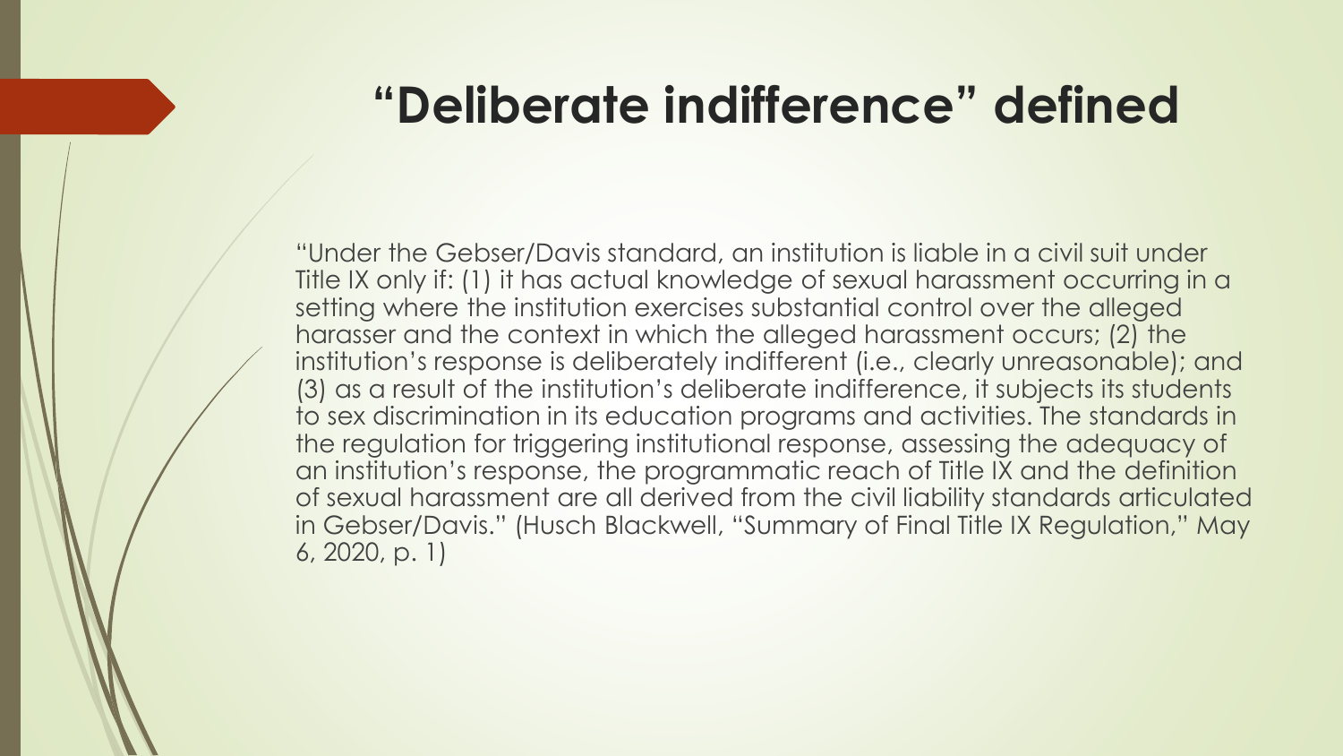# "Deliberate indifference" defined

"Under the Gebser/Davis standard, an institution is liable in a civil suit under Title IX only if: (1) it has actual knowledge of sexual harassment occurring in a setting where the institution exercises substantial control over the alleged harasser and the context in which the alleged harassment occurs; (2) the institution's response is deliberately indifferent (i.e., clearly unreasonable); and (3) as a result of the institution's deliberate indifference, it subjects its students to sex discrimination in its education programs and activities. The standards in the regulation for triggering institutional response, assessing the adequacy of an institution's response, the programmatic reach of Title IX and the definition of sexual harassment are all derived from the civil liability standards articulated in Gebser/Davis." (Husch Blackwell, "Summary of Final Title IX Regulation," May 6, 2020, p. 1)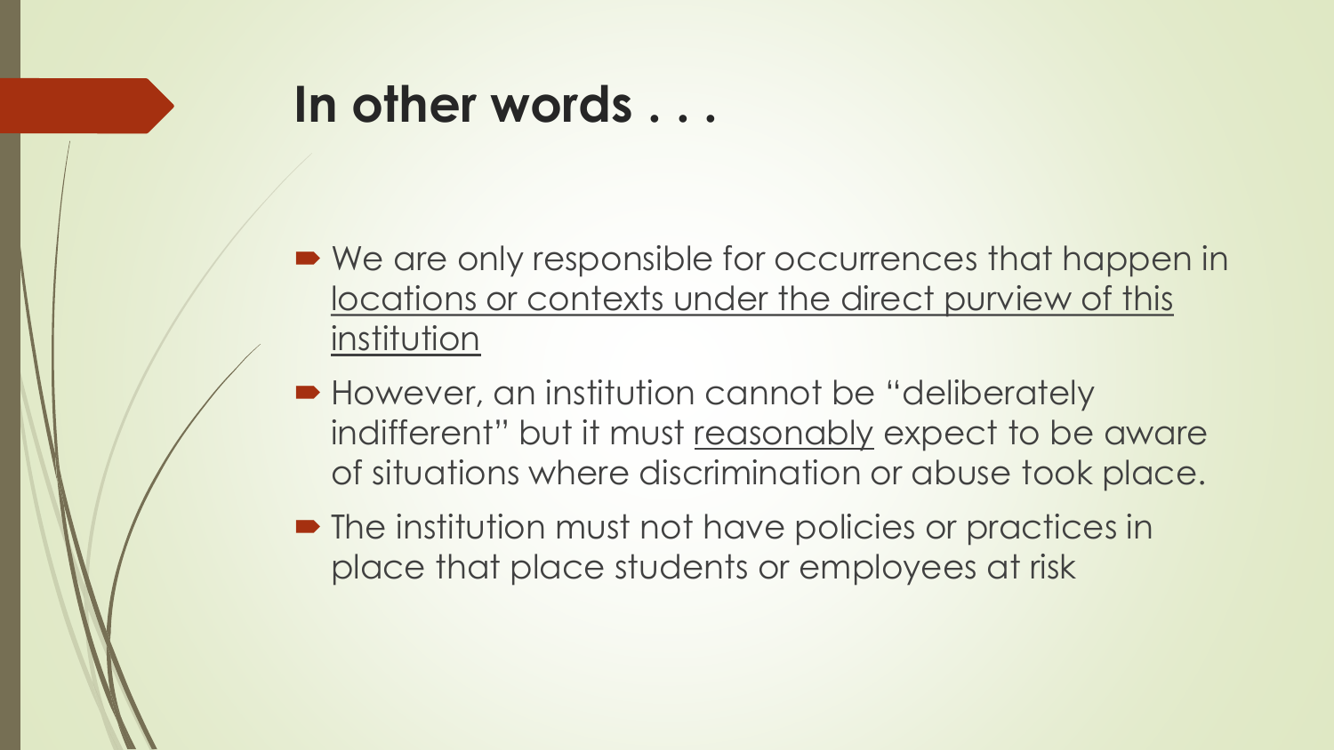# In other words . . .

- We are only responsible for occurrences that happen in <u>locations or contexts under the direct purview of this institution</u>
- However, an institution cannot be "deliberately indifferent" but it must <u>reasonably</u> expect to be aware of situations where discrimination or abuse took place.
- The institution must not have policies or practices in place that place students or employees at risk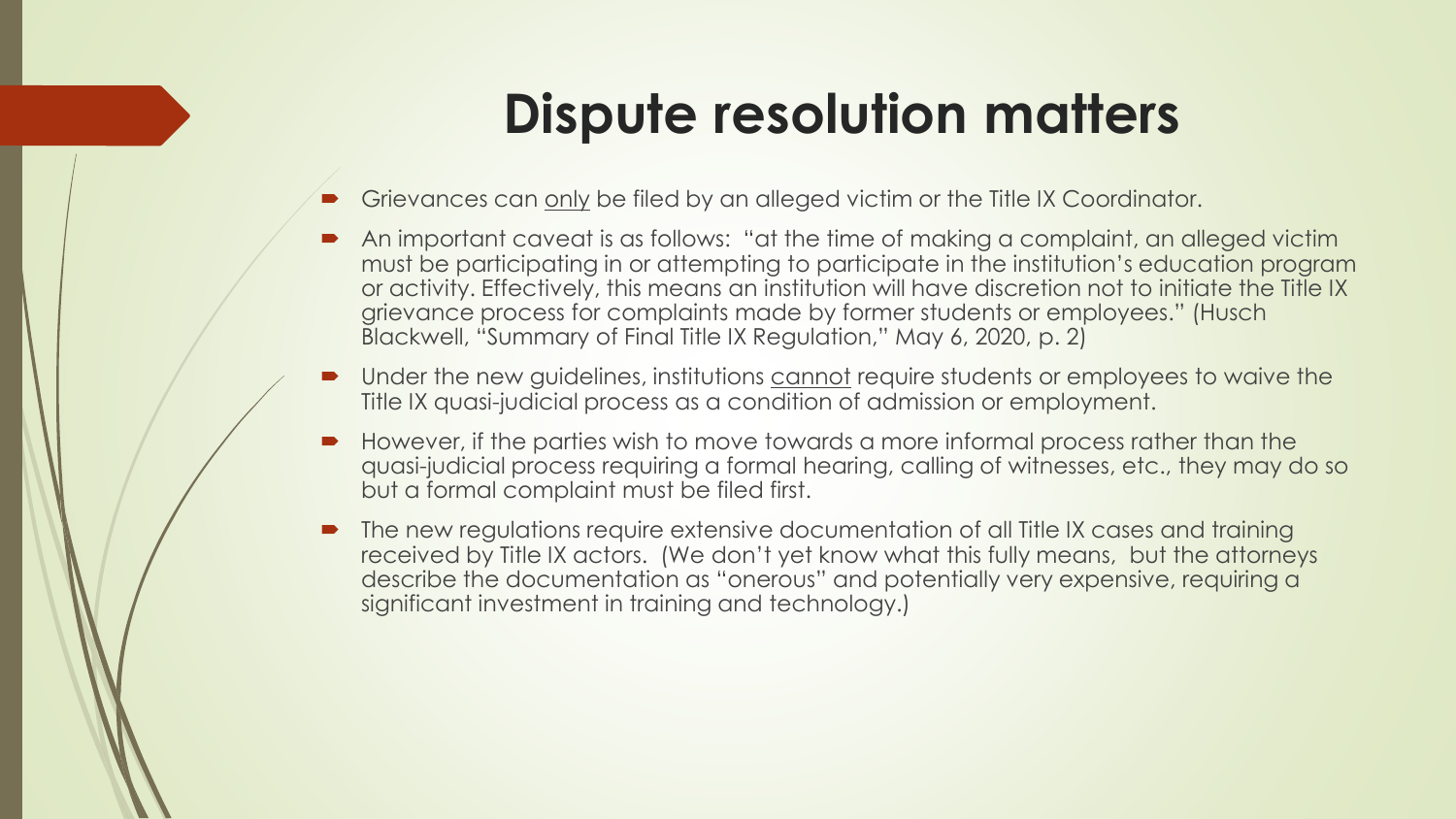# Dispute resolution matters

- Grievances can <u>only</u> be filed by an alleged victim or the Title IX Coordinator.
- An important caveat is as follows: "at the time of making a complaint, an alleged victim must be participating in or attempting to participate in the institution's education program or activity. Effectively, this means an institution will have discretion not to initiate the Title IX grievance process for complaints made by former students or employees." (Husch Blackwell, "Summary of Final Title IX Regulation," May 6, 2020, p. 2)
- Under the new guidelines, institutions <u>cannot</u> require students or employees to waive the Title IX quasi-judicial process as a condition of admission or employment.
- However, if the parties wish to move towards a more informal process rather than the quasi-judicial process requiring a formal hearing, calling of witnesses, etc., they may do so but a formal complaint must be filed first.
- The new regulations require extensive documentation of all Title IX cases and training received by Title IX actors. (We don't yet know what this fully means, but the attorneys describe the documentation as "onerous" and potentially very expensive, requiring a significant investment in training and technology.)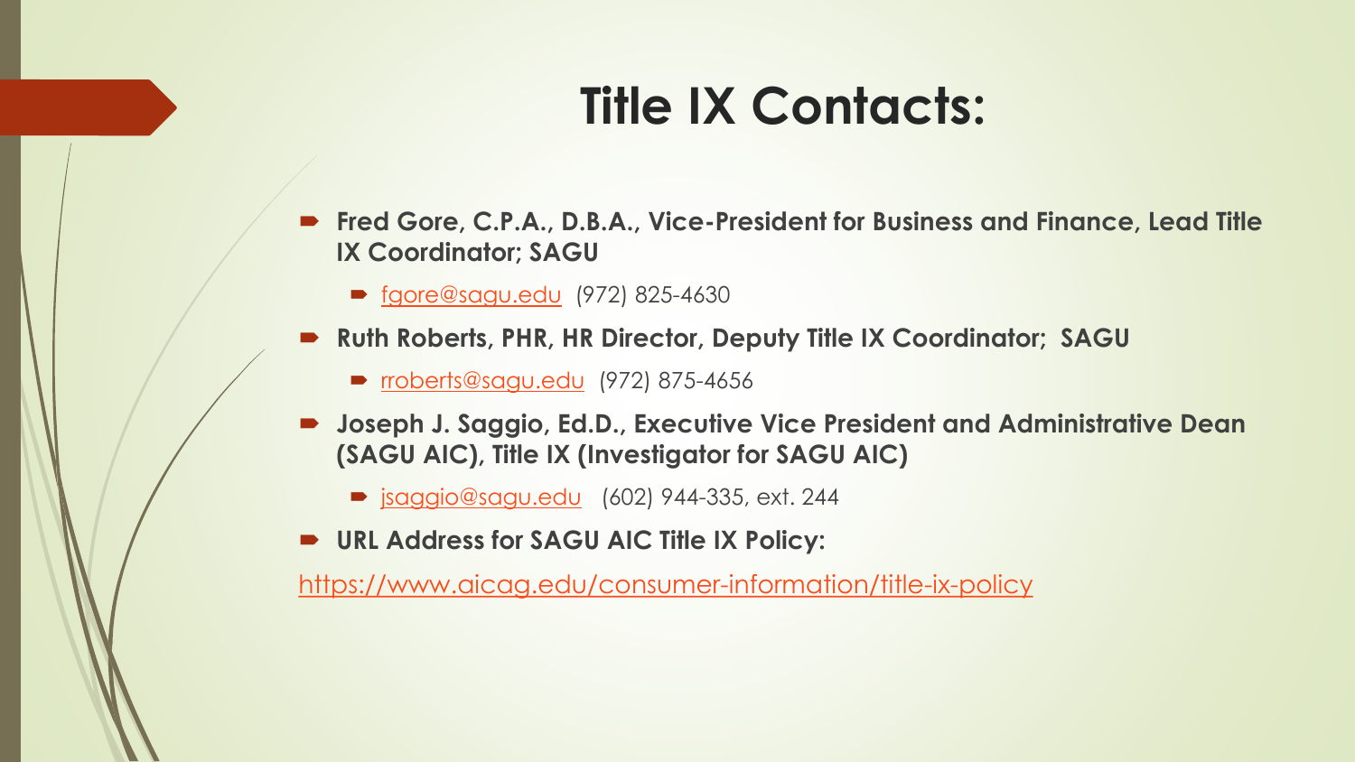# Title IX Contacts:

- **Fred Gore, C.P.A., D.B.A., Vice-President for Business and Finance, Lead Title IX Coordinator; SAGU**
  - fgore@sagu.edu (972) 825-4630
- **Ruth Roberts, PHR, HR Director, Deputy Title IX Coordinator; SAGU**
  - rroberts@sagu.edu (972) 875-4656
- **Joseph J. Saggio, Ed.D., Executive Vice President and Administrative Dean (SAGU AIC), Title IX (Investigator for SAGU AIC)**
  - jsaggio@sagu.edu (602) 944-335, ext. 244
- **URL Address for SAGU AIC Title IX Policy:**

https://www.aicag.edu/consumer-information/title-ix-policy